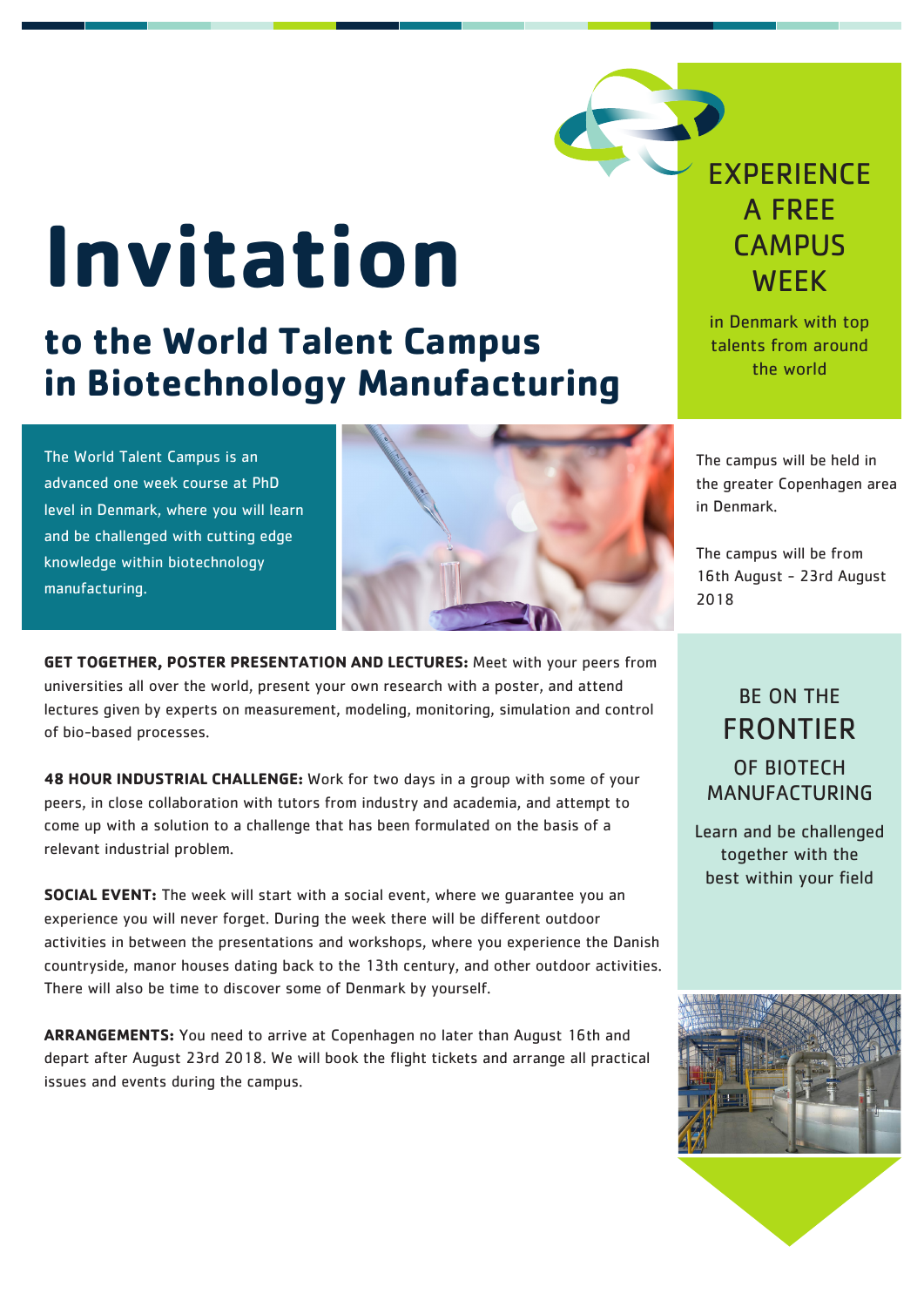# Invitation

## to the World Talent Campus in Biotechnology Manufacturing

The World Talent Campus is an advanced one week course at PhD level in Denmark, where you will learn and be challenged with cutting edge knowledge within biotechnology manufacturing.

**GET TOGETHER, POSTER PRESENTATION AND LECTURES:** Meet with your peers from universities all over the world, present your own research with a poster, and attend lectures given by experts on measurement, modeling, monitoring, simulation and control of bio-based processes.

**48 HOUR INDUSTRIAL CHALLENGE:** Work for two days in a group with some of your peers, in close collaboration with tutors from industry and academia, and attempt to come up with a solution to a challenge that has been formulated on the basis of a relevant industrial problem.

**SOCIAL EVENT:** The week will start with a social event, where we guarantee you an experience you will never forget. During the week there will be different outdoor activities in between the presentations and workshops, where you experience the Danish countryside, manor houses dating back to the 13th century, and other outdoor activities. There will also be time to discover some of Denmark by yourself.

**ARRANGEMENTS:** You need to arrive at Copenhagen no later than August 16th and depart after August 23rd 2018. We will book the flight tickets and arrange all practical issues and events during the campus.

### EXPERIENCE A FREE CAMPUS WEEK

in Denmark with top talents from around the world

The campus will be held in the greater Copenhagen area in Denmark.

The campus will be from 16th August - 23rd August 2018

### BE ON THE FRONTIER OF BIOTECH MANUFACTURING

Learn and be challenged together with the best within your field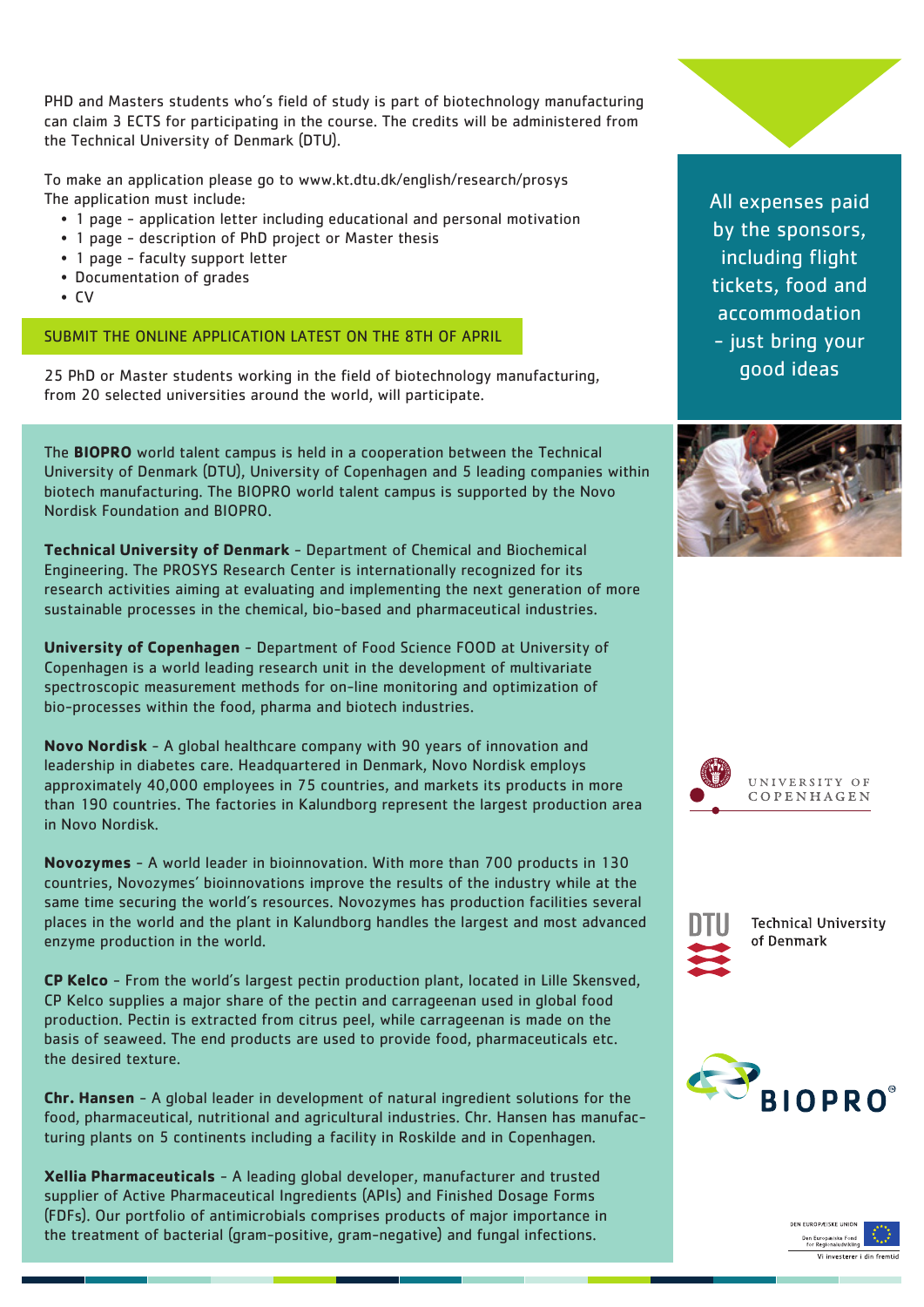PHD and Masters students who's field of study is part of biotechnology manufacturing can claim 3 ECTS for participating in the course. The credits will be administered from the Technical University of Denmark (DTU).

To make an application please go to www.kt.dtu.dk/english/research/prosys
The application must include:

- 1 page - application letter including educational and personal motivation
- 1 page - description of PhD project or Master thesis
- 1 page - faculty support letter
- Documentation of grades
- CV

SUBMIT THE ONLINE APPLICATION LATEST ON THE 8TH OF APRIL

25 PhD or Master students working in the field of biotechnology manufacturing, from 20 selected universities around the world, will participate.

All expenses paid by the sponsors, including flight tickets, food and accommodation – just bring your good ideas

The **BIOPRO** world talent campus is held in a cooperation between the Technical University of Denmark (DTU), University of Copenhagen and 5 leading companies within biotech manufacturing. The BIOPRO world talent campus is supported by the Novo Nordisk Foundation and BIOPRO.

**Technical University of Denmark** - Department of Chemical and Biochemical Engineering. The PROSYS Research Center is internationally recognized for its research activities aiming at evaluating and implementing the next generation of more sustainable processes in the chemical, bio-based and pharmaceutical industries.

**University of Copenhagen** - Department of Food Science FOOD at University of Copenhagen is a world leading research unit in the development of multivariate spectroscopic measurement methods for on-line monitoring and optimization of bio-processes within the food, pharma and biotech industries.

**Novo Nordisk** - A global healthcare company with 90 years of innovation and leadership in diabetes care. Headquartered in Denmark, Novo Nordisk employs approximately 40,000 employees in 75 countries, and markets its products in more than 190 countries. The factories in Kalundborg represent the largest production area in Novo Nordisk.

**Novozymes** - A world leader in bioinnovation. With more than 700 products in 130 countries, Novozymes' bioinnovations improve the results of the industry while at the same time securing the world's resources. Novozymes has production facilities several places in the world and the plant in Kalundborg handles the largest and most advanced enzyme production in the world.

**CP Kelco** - From the world's largest pectin production plant, located in Lille Skensved, CP Kelco supplies a major share of the pectin and carrageenan used in global food production. Pectin is extracted from citrus peel, while carrageenan is made on the basis of seaweed. The end products are used to provide food, pharmaceuticals etc. the desired texture.

**Chr. Hansen** - A global leader in development of natural ingredient solutions for the food, pharmaceutical, nutritional and agricultural industries. Chr. Hansen has manufacturing plants on 5 continents including a facility in Roskilde and in Copenhagen.

**Xellia Pharmaceuticals** - A leading global developer, manufacturer and trusted supplier of Active Pharmaceutical Ingredients (APIs) and Finished Dosage Forms (FDFs). Our portfolio of antimicrobials comprises products of major importance in the treatment of bacterial (gram-positive, gram-negative) and fungal infections.

UNIVERSITY OF COPENHAGEN

DTU Technical University of Denmark

BIOPRO®

DEN EUROPÆISKE UNION
Den Europæiske Fond for Regionaludvikling
Vi investerer i din fremtid